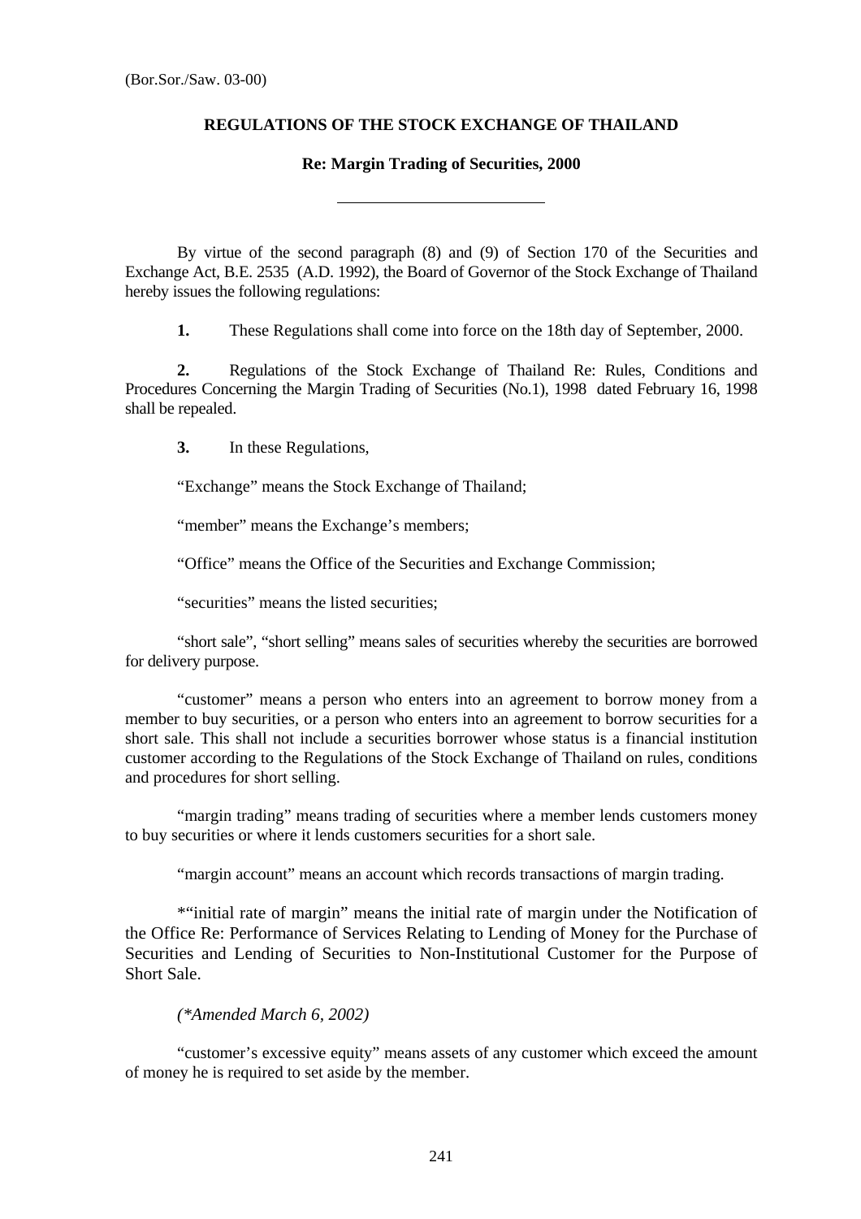(Bor.Sor./Saw. 03-00)

**REGULATIONS OF THE STOCK EXCHANGE OF THAILAND**

**Re: Margin Trading of Securities, 2000**

---

By virtue of the second paragraph (8) and (9) of Section 170 of the Securities and Exchange Act, B.E. 2535 (A.D. 1992), the Board of Governor of the Stock Exchange of Thailand hereby issues the following regulations:

**1.** These Regulations shall come into force on the 18th day of September, 2000.

**2.** Regulations of the Stock Exchange of Thailand Re: Rules, Conditions and Procedures Concerning the Margin Trading of Securities (No.1), 1998 dated February 16, 1998 shall be repealed.

**3.** In these Regulations,

"Exchange" means the Stock Exchange of Thailand;

"member" means the Exchange's members;

"Office" means the Office of the Securities and Exchange Commission;

"securities" means the listed securities;

"short sale", "short selling" means sales of securities whereby the securities are borrowed for delivery purpose.

"customer" means a person who enters into an agreement to borrow money from a member to buy securities, or a person who enters into an agreement to borrow securities for a short sale. This shall not include a securities borrower whose status is a financial institution customer according to the Regulations of the Stock Exchange of Thailand on rules, conditions and procedures for short selling.

"margin trading" means trading of securities where a member lends customers money to buy securities or where it lends customers securities for a short sale.

"margin account" means an account which records transactions of margin trading.

*"initial rate of margin" means the initial rate of margin under the Notification of the Office Re: Performance of Services Relating to Lending of Money for the Purchase of Securities and Lending of Securities to Non-Institutional Customer for the Purpose of Short Sale.

*(*Amended March 6, 2002)*

"customer's excessive equity" means assets of any customer which exceed the amount of money he is required to set aside by the member.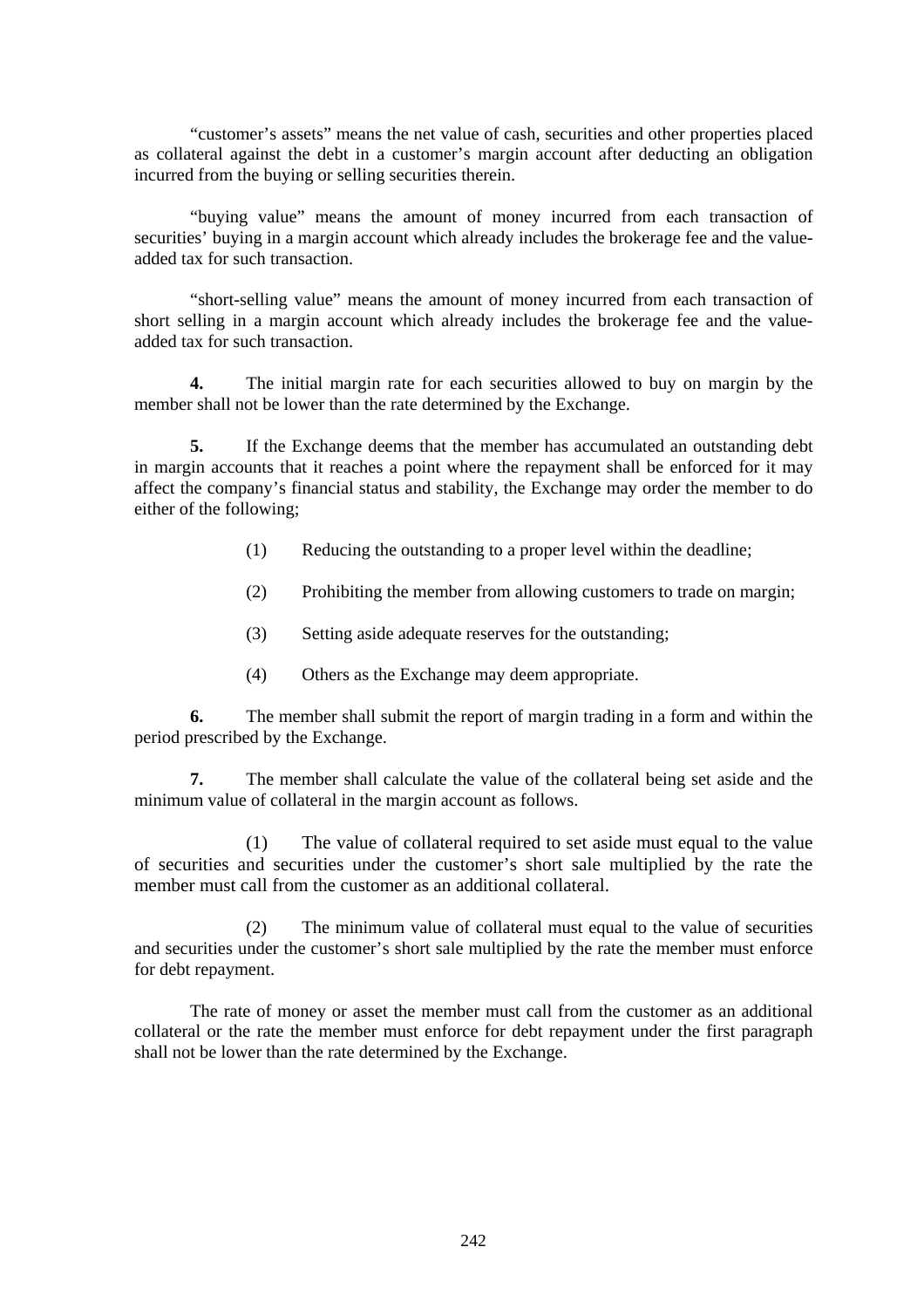"customer's assets" means the net value of cash, securities and other properties placed as collateral against the debt in a customer's margin account after deducting an obligation incurred from the buying or selling securities therein.

"buying value" means the amount of money incurred from each transaction of securities' buying in a margin account which already includes the brokerage fee and the value-added tax for such transaction.

"short-selling value" means the amount of money incurred from each transaction of short selling in a margin account which already includes the brokerage fee and the value-added tax for such transaction.

**4.** The initial margin rate for each securities allowed to buy on margin by the member shall not be lower than the rate determined by the Exchange.

**5.** If the Exchange deems that the member has accumulated an outstanding debt in margin accounts that it reaches a point where the repayment shall be enforced for it may affect the company's financial status and stability, the Exchange may order the member to do either of the following;

(1) Reducing the outstanding to a proper level within the deadline;

(2) Prohibiting the member from allowing customers to trade on margin;

(3) Setting aside adequate reserves for the outstanding;

(4) Others as the Exchange may deem appropriate.

**6.** The member shall submit the report of margin trading in a form and within the period prescribed by the Exchange.

**7.** The member shall calculate the value of the collateral being set aside and the minimum value of collateral in the margin account as follows.

(1) The value of collateral required to set aside must equal to the value of securities and securities under the customer's short sale multiplied by the rate the member must call from the customer as an additional collateral.

(2) The minimum value of collateral must equal to the value of securities and securities under the customer's short sale multiplied by the rate the member must enforce for debt repayment.

The rate of money or asset the member must call from the customer as an additional collateral or the rate the member must enforce for debt repayment under the first paragraph shall not be lower than the rate determined by the Exchange.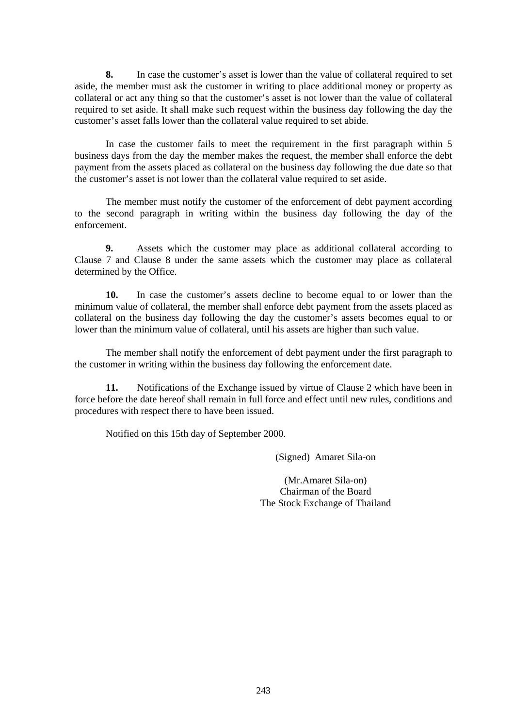**8.** In case the customer's asset is lower than the value of collateral required to set aside, the member must ask the customer in writing to place additional money or property as collateral or act any thing so that the customer's asset is not lower than the value of collateral required to set aside. It shall make such request within the business day following the day the customer's asset falls lower than the collateral value required to set abide.

In case the customer fails to meet the requirement in the first paragraph within 5 business days from the day the member makes the request, the member shall enforce the debt payment from the assets placed as collateral on the business day following the due date so that the customer's asset is not lower than the collateral value required to set aside.

The member must notify the customer of the enforcement of debt payment according to the second paragraph in writing within the business day following the day of the enforcement.

**9.** Assets which the customer may place as additional collateral according to Clause 7 and Clause 8 under the same assets which the customer may place as collateral determined by the Office.

**10.** In case the customer's assets decline to become equal to or lower than the minimum value of collateral, the member shall enforce debt payment from the assets placed as collateral on the business day following the day the customer's assets becomes equal to or lower than the minimum value of collateral, until his assets are higher than such value.

The member shall notify the enforcement of debt payment under the first paragraph to the customer in writing within the business day following the enforcement date.

**11.** Notifications of the Exchange issued by virtue of Clause 2 which have been in force before the date hereof shall remain in full force and effect until new rules, conditions and procedures with respect there to have been issued.

Notified on this 15th day of September 2000.

(Signed) Amaret Sila-on

(Mr.Amaret Sila-on)
Chairman of the Board
The Stock Exchange of Thailand